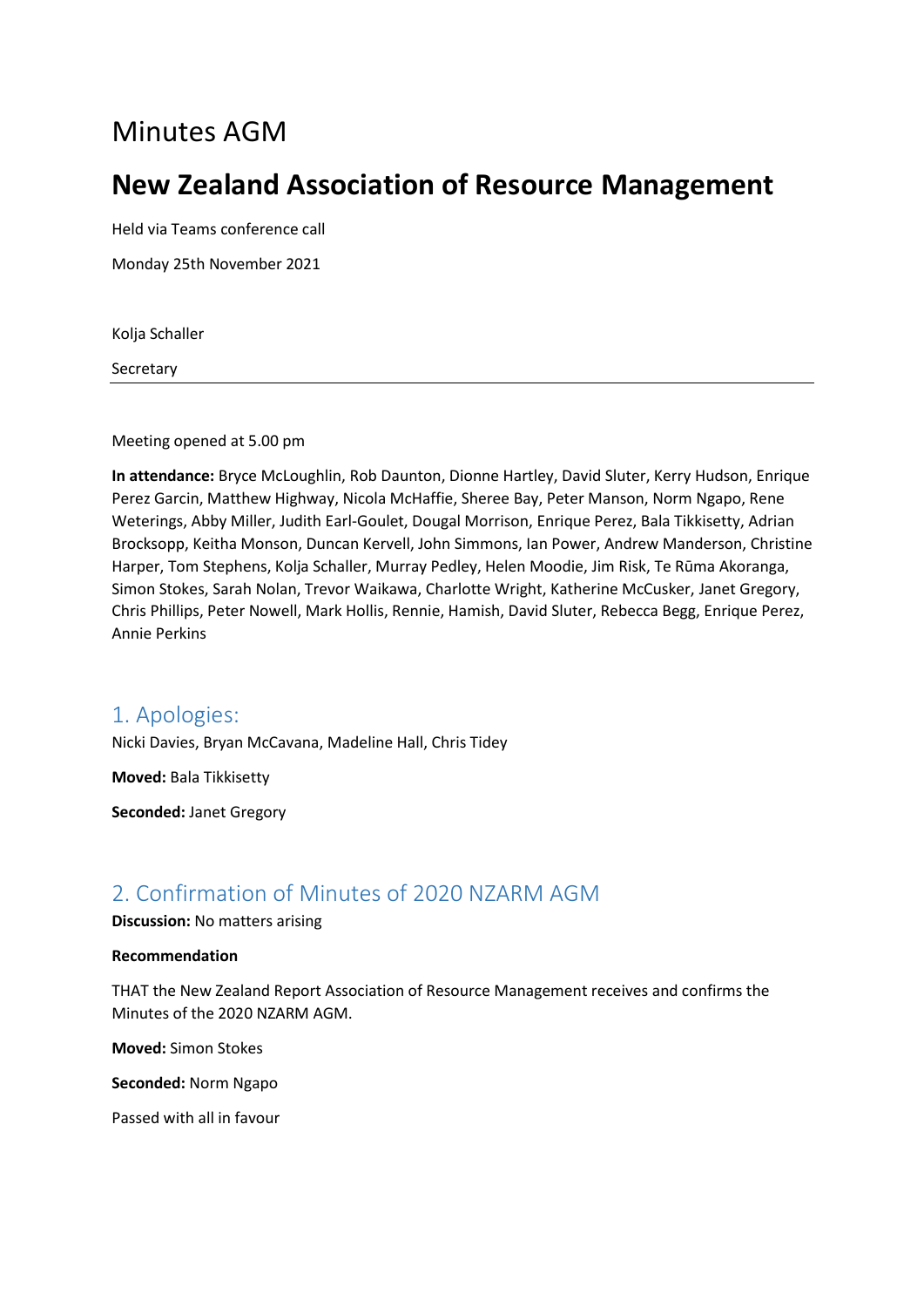# Minutes AGM

# New Zealand Association of Resource Management

Held via Teams conference call

Monday 25th November 2021

Kolja Schaller

Secretary

---

Meeting opened at 5.00 pm

**In attendance:** Bryce McLoughlin, Rob Daunton, Dionne Hartley, David Sluter, Kerry Hudson, Enrique Perez Garcin, Matthew Highway, Nicola McHaffie, Sheree Bay, Peter Manson, Norm Ngapo, Rene Weterings, Abby Miller, Judith Earl-Goulet, Dougal Morrison, Enrique Perez, Bala Tikkisetty, Adrian Brocksopp, Keitha Monson, Duncan Kervell, John Simmons, Ian Power, Andrew Manderson, Christine Harper, Tom Stephens, Kolja Schaller, Murray Pedley, Helen Moodie, Jim Risk, Te Rūma Akoranga, Simon Stokes, Sarah Nolan, Trevor Waikawa, Charlotte Wright, Katherine McCusker, Janet Gregory, Chris Phillips, Peter Nowell, Mark Hollis, Rennie, Hamish, David Sluter, Rebecca Begg, Enrique Perez, Annie Perkins

## 1. Apologies:

Nicki Davies, Bryan McCavana, Madeline Hall, Chris Tidey

**Moved:** Bala Tikkisetty

**Seconded:** Janet Gregory

## 2. Confirmation of Minutes of 2020 NZARM AGM

**Discussion:** No matters arising

**Recommendation**

THAT the New Zealand Report Association of Resource Management receives and confirms the Minutes of the 2020 NZARM AGM.

**Moved:** Simon Stokes

**Seconded:** Norm Ngapo

Passed with all in favour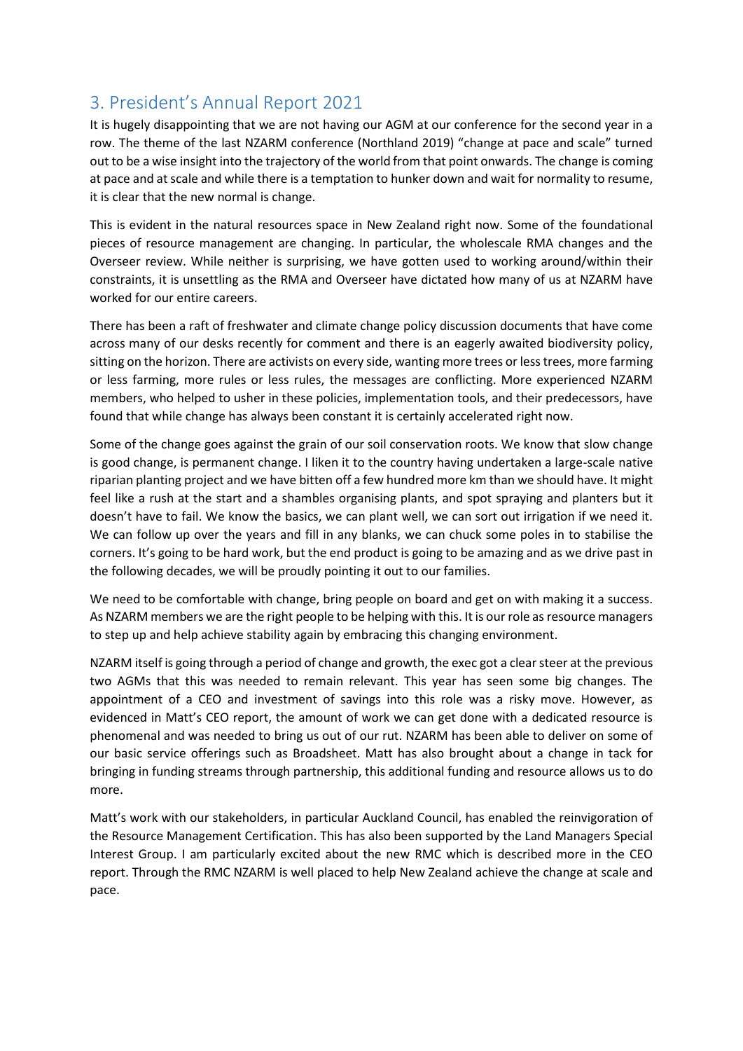## 3. President's Annual Report 2021

It is hugely disappointing that we are not having our AGM at our conference for the second year in a row. The theme of the last NZARM conference (Northland 2019) "change at pace and scale" turned out to be a wise insight into the trajectory of the world from that point onwards. The change is coming at pace and at scale and while there is a temptation to hunker down and wait for normality to resume, it is clear that the new normal is change.

This is evident in the natural resources space in New Zealand right now. Some of the foundational pieces of resource management are changing. In particular, the wholescale RMA changes and the Overseer review. While neither is surprising, we have gotten used to working around/within their constraints, it is unsettling as the RMA and Overseer have dictated how many of us at NZARM have worked for our entire careers.

There has been a raft of freshwater and climate change policy discussion documents that have come across many of our desks recently for comment and there is an eagerly awaited biodiversity policy, sitting on the horizon. There are activists on every side, wanting more trees or less trees, more farming or less farming, more rules or less rules, the messages are conflicting. More experienced NZARM members, who helped to usher in these policies, implementation tools, and their predecessors, have found that while change has always been constant it is certainly accelerated right now.

Some of the change goes against the grain of our soil conservation roots. We know that slow change is good change, is permanent change. I liken it to the country having undertaken a large-scale native riparian planting project and we have bitten off a few hundred more km than we should have. It might feel like a rush at the start and a shambles organising plants, and spot spraying and planters but it doesn't have to fail. We know the basics, we can plant well, we can sort out irrigation if we need it. We can follow up over the years and fill in any blanks, we can chuck some poles in to stabilise the corners. It's going to be hard work, but the end product is going to be amazing and as we drive past in the following decades, we will be proudly pointing it out to our families.

We need to be comfortable with change, bring people on board and get on with making it a success. As NZARM members we are the right people to be helping with this. It is our role as resource managers to step up and help achieve stability again by embracing this changing environment.

NZARM itself is going through a period of change and growth, the exec got a clear steer at the previous two AGMs that this was needed to remain relevant. This year has seen some big changes. The appointment of a CEO and investment of savings into this role was a risky move. However, as evidenced in Matt's CEO report, the amount of work we can get done with a dedicated resource is phenomenal and was needed to bring us out of our rut. NZARM has been able to deliver on some of our basic service offerings such as Broadsheet. Matt has also brought about a change in tack for bringing in funding streams through partnership, this additional funding and resource allows us to do more.

Matt's work with our stakeholders, in particular Auckland Council, has enabled the reinvigoration of the Resource Management Certification. This has also been supported by the Land Managers Special Interest Group. I am particularly excited about the new RMC which is described more in the CEO report. Through the RMC NZARM is well placed to help New Zealand achieve the change at scale and pace.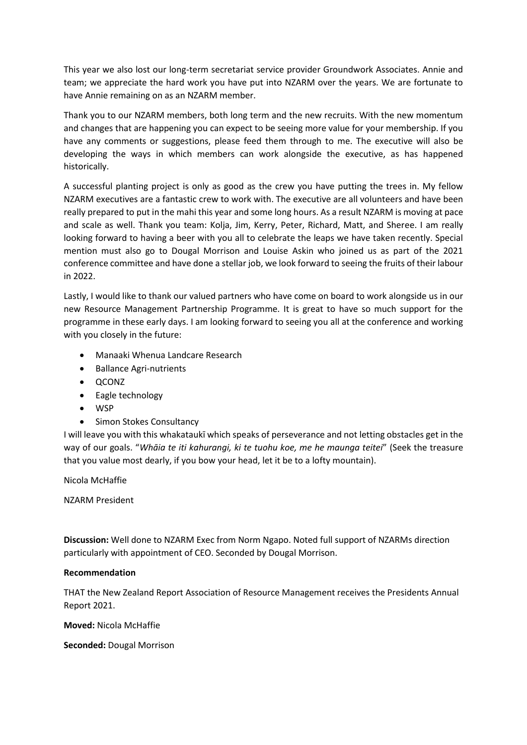This year we also lost our long-term secretariat service provider Groundwork Associates. Annie and team; we appreciate the hard work you have put into NZARM over the years. We are fortunate to have Annie remaining on as an NZARM member.

Thank you to our NZARM members, both long term and the new recruits. With the new momentum and changes that are happening you can expect to be seeing more value for your membership. If you have any comments or suggestions, please feed them through to me. The executive will also be developing the ways in which members can work alongside the executive, as has happened historically.

A successful planting project is only as good as the crew you have putting the trees in. My fellow NZARM executives are a fantastic crew to work with. The executive are all volunteers and have been really prepared to put in the mahi this year and some long hours. As a result NZARM is moving at pace and scale as well. Thank you team: Kolja, Jim, Kerry, Peter, Richard, Matt, and Sheree. I am really looking forward to having a beer with you all to celebrate the leaps we have taken recently. Special mention must also go to Dougal Morrison and Louise Askin who joined us as part of the 2021 conference committee and have done a stellar job, we look forward to seeing the fruits of their labour in 2022.

Lastly, I would like to thank our valued partners who have come on board to work alongside us in our new Resource Management Partnership Programme. It is great to have so much support for the programme in these early days. I am looking forward to seeing you all at the conference and working with you closely in the future:

- Manaaki Whenua Landcare Research
- Ballance Agri-nutrients
- QCONZ
- Eagle technology
- WSP
- Simon Stokes Consultancy

I will leave you with this whakataukī which speaks of perseverance and not letting obstacles get in the way of our goals. "*Whāia te iti kahurangi, ki te tuohu koe, me he maunga teitei*" (Seek the treasure that you value most dearly, if you bow your head, let it be to a lofty mountain).

Nicola McHaffie

NZARM President

**Discussion:** Well done to NZARM Exec from Norm Ngapo. Noted full support of NZARMs direction particularly with appointment of CEO. Seconded by Dougal Morrison.

**Recommendation**

THAT the New Zealand Report Association of Resource Management receives the Presidents Annual Report 2021.

**Moved:** Nicola McHaffie

**Seconded:** Dougal Morrison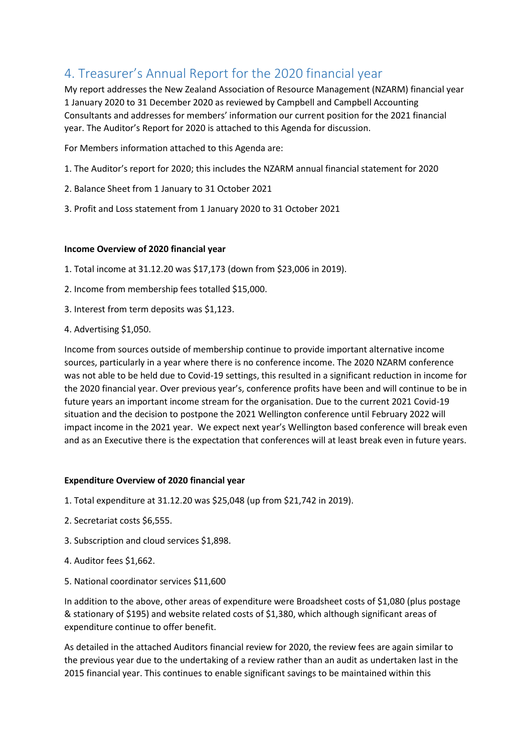## 4. Treasurer's Annual Report for the 2020 financial year

My report addresses the New Zealand Association of Resource Management (NZARM) financial year 1 January 2020 to 31 December 2020 as reviewed by Campbell and Campbell Accounting Consultants and addresses for members' information our current position for the 2021 financial year. The Auditor's Report for 2020 is attached to this Agenda for discussion.

For Members information attached to this Agenda are:

1. The Auditor's report for 2020; this includes the NZARM annual financial statement for 2020
2. Balance Sheet from 1 January to 31 October 2021
3. Profit and Loss statement from 1 January 2020 to 31 October 2021

**Income Overview of 2020 financial year**

1. Total income at 31.12.20 was $17,173 (down from $23,006 in 2019).
2. Income from membership fees totalled $15,000.
3. Interest from term deposits was $1,123.
4. Advertising $1,050.

Income from sources outside of membership continue to provide important alternative income sources, particularly in a year where there is no conference income. The 2020 NZARM conference was not able to be held due to Covid-19 settings, this resulted in a significant reduction in income for the 2020 financial year. Over previous year's, conference profits have been and will continue to be in future years an important income stream for the organisation. Due to the current 2021 Covid-19 situation and the decision to postpone the 2021 Wellington conference until February 2022 will impact income in the 2021 year. We expect next year's Wellington based conference will break even and as an Executive there is the expectation that conferences will at least break even in future years.

**Expenditure Overview of 2020 financial year**

1. Total expenditure at 31.12.20 was $25,048 (up from $21,742 in 2019).
2. Secretariat costs $6,555.
3. Subscription and cloud services $1,898.
4. Auditor fees $1,662.
5. National coordinator services $11,600

In addition to the above, other areas of expenditure were Broadsheet costs of $1,080 (plus postage & stationary of $195) and website related costs of $1,380, which although significant areas of expenditure continue to offer benefit.

As detailed in the attached Auditors financial review for 2020, the review fees are again similar to the previous year due to the undertaking of a review rather than an audit as undertaken last in the 2015 financial year. This continues to enable significant savings to be maintained within this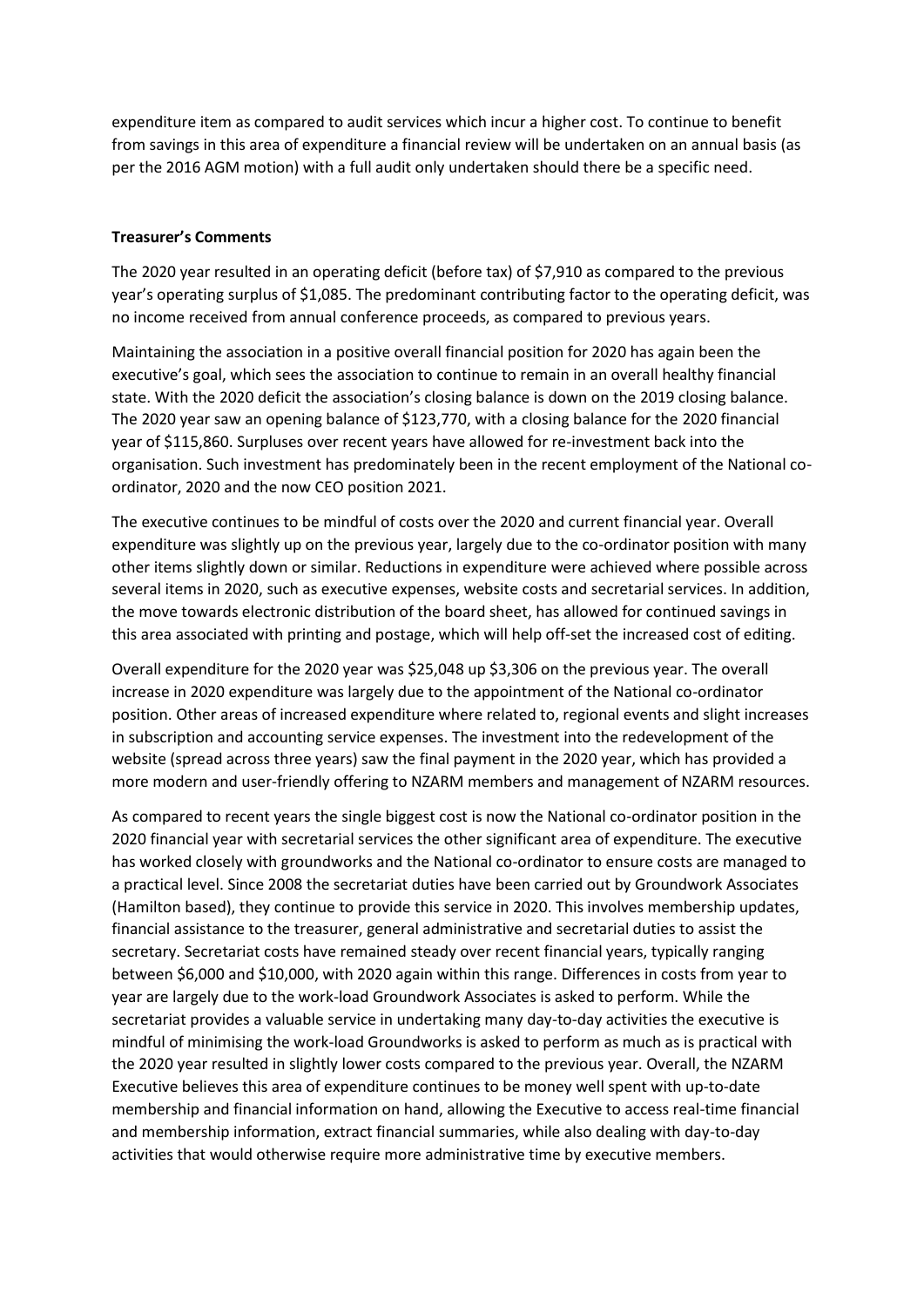expenditure item as compared to audit services which incur a higher cost. To continue to benefit from savings in this area of expenditure a financial review will be undertaken on an annual basis (as per the 2016 AGM motion) with a full audit only undertaken should there be a specific need.

**Treasurer's Comments**

The 2020 year resulted in an operating deficit (before tax) of $7,910 as compared to the previous year's operating surplus of $1,085. The predominant contributing factor to the operating deficit, was no income received from annual conference proceeds, as compared to previous years.

Maintaining the association in a positive overall financial position for 2020 has again been the executive's goal, which sees the association to continue to remain in an overall healthy financial state. With the 2020 deficit the association's closing balance is down on the 2019 closing balance. The 2020 year saw an opening balance of $123,770, with a closing balance for the 2020 financial year of $115,860. Surpluses over recent years have allowed for re-investment back into the organisation. Such investment has predominately been in the recent employment of the National co-ordinator, 2020 and the now CEO position 2021.

The executive continues to be mindful of costs over the 2020 and current financial year. Overall expenditure was slightly up on the previous year, largely due to the co-ordinator position with many other items slightly down or similar. Reductions in expenditure were achieved where possible across several items in 2020, such as executive expenses, website costs and secretarial services. In addition, the move towards electronic distribution of the board sheet, has allowed for continued savings in this area associated with printing and postage, which will help off-set the increased cost of editing.

Overall expenditure for the 2020 year was $25,048 up $3,306 on the previous year. The overall increase in 2020 expenditure was largely due to the appointment of the National co-ordinator position. Other areas of increased expenditure where related to, regional events and slight increases in subscription and accounting service expenses. The investment into the redevelopment of the website (spread across three years) saw the final payment in the 2020 year, which has provided a more modern and user-friendly offering to NZARM members and management of NZARM resources.

As compared to recent years the single biggest cost is now the National co-ordinator position in the 2020 financial year with secretarial services the other significant area of expenditure. The executive has worked closely with groundworks and the National co-ordinator to ensure costs are managed to a practical level. Since 2008 the secretariat duties have been carried out by Groundwork Associates (Hamilton based), they continue to provide this service in 2020. This involves membership updates, financial assistance to the treasurer, general administrative and secretarial duties to assist the secretary. Secretariat costs have remained steady over recent financial years, typically ranging between $6,000 and $10,000, with 2020 again within this range. Differences in costs from year to year are largely due to the work-load Groundwork Associates is asked to perform. While the secretariat provides a valuable service in undertaking many day-to-day activities the executive is mindful of minimising the work-load Groundworks is asked to perform as much as is practical with the 2020 year resulted in slightly lower costs compared to the previous year. Overall, the NZARM Executive believes this area of expenditure continues to be money well spent with up-to-date membership and financial information on hand, allowing the Executive to access real-time financial and membership information, extract financial summaries, while also dealing with day-to-day activities that would otherwise require more administrative time by executive members.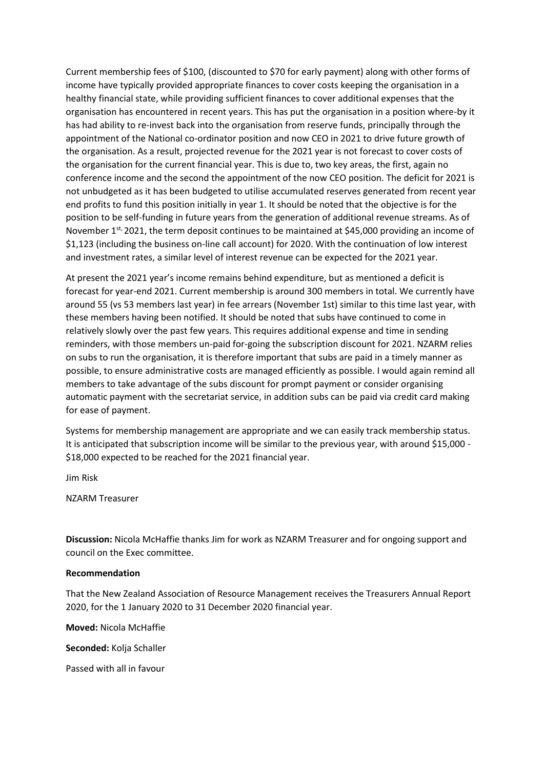Current membership fees of $100, (discounted to $70 for early payment) along with other forms of income have typically provided appropriate finances to cover costs keeping the organisation in a healthy financial state, while providing sufficient finances to cover additional expenses that the organisation has encountered in recent years. This has put the organisation in a position where-by it has had ability to re-invest back into the organisation from reserve funds, principally through the appointment of the National co-ordinator position and now CEO in 2021 to drive future growth of the organisation. As a result, projected revenue for the 2021 year is not forecast to cover costs of the organisation for the current financial year. This is due to, two key areas, the first, again no conference income and the second the appointment of the now CEO position. The deficit for 2021 is not unbudgeted as it has been budgeted to utilise accumulated reserves generated from recent year end profits to fund this position initially in year 1. It should be noted that the objective is for the position to be self-funding in future years from the generation of additional revenue streams. As of November 1st, 2021, the term deposit continues to be maintained at $45,000 providing an income of $1,123 (including the business on-line call account) for 2020. With the continuation of low interest and investment rates, a similar level of interest revenue can be expected for the 2021 year.

At present the 2021 year's income remains behind expenditure, but as mentioned a deficit is forecast for year-end 2021. Current membership is around 300 members in total. We currently have around 55 (vs 53 members last year) in fee arrears (November 1st) similar to this time last year, with these members having been notified. It should be noted that subs have continued to come in relatively slowly over the past few years. This requires additional expense and time in sending reminders, with those members un-paid for-going the subscription discount for 2021. NZARM relies on subs to run the organisation, it is therefore important that subs are paid in a timely manner as possible, to ensure administrative costs are managed efficiently as possible. I would again remind all members to take advantage of the subs discount for prompt payment or consider organising automatic payment with the secretariat service, in addition subs can be paid via credit card making for ease of payment.

Systems for membership management are appropriate and we can easily track membership status. It is anticipated that subscription income will be similar to the previous year, with around $15,000 - $18,000 expected to be reached for the 2021 financial year.

Jim Risk

NZARM Treasurer

**Discussion:** Nicola McHaffie thanks Jim for work as NZARM Treasurer and for ongoing support and council on the Exec committee.

**Recommendation**

That the New Zealand Association of Resource Management receives the Treasurers Annual Report 2020, for the 1 January 2020 to 31 December 2020 financial year.

**Moved:** Nicola McHaffie

**Seconded:** Kolja Schaller

Passed with all in favour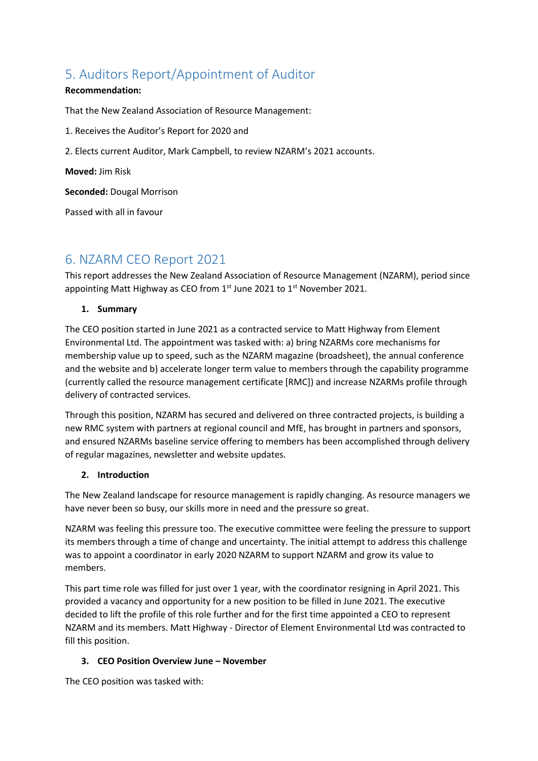## 5. Auditors Report/Appointment of Auditor

**Recommendation:**

That the New Zealand Association of Resource Management:

1. Receives the Auditor's Report for 2020 and
2. Elects current Auditor, Mark Campbell, to review NZARM's 2021 accounts.

**Moved:** Jim Risk

**Seconded:** Dougal Morrison

Passed with all in favour

## 6. NZARM CEO Report 2021

This report addresses the New Zealand Association of Resource Management (NZARM), period since appointing Matt Highway as CEO from 1st June 2021 to 1st November 2021.

### 1. Summary

The CEO position started in June 2021 as a contracted service to Matt Highway from Element Environmental Ltd. The appointment was tasked with: a) bring NZARMs core mechanisms for membership value up to speed, such as the NZARM magazine (broadsheet), the annual conference and the website and b) accelerate longer term value to members through the capability programme (currently called the resource management certificate [RMC]) and increase NZARMs profile through delivery of contracted services.

Through this position, NZARM has secured and delivered on three contracted projects, is building a new RMC system with partners at regional council and MfE, has brought in partners and sponsors, and ensured NZARMs baseline service offering to members has been accomplished through delivery of regular magazines, newsletter and website updates.

### 2. Introduction

The New Zealand landscape for resource management is rapidly changing. As resource managers we have never been so busy, our skills more in need and the pressure so great.

NZARM was feeling this pressure too. The executive committee were feeling the pressure to support its members through a time of change and uncertainty. The initial attempt to address this challenge was to appoint a coordinator in early 2020 NZARM to support NZARM and grow its value to members.

This part time role was filled for just over 1 year, with the coordinator resigning in April 2021. This provided a vacancy and opportunity for a new position to be filled in June 2021. The executive decided to lift the profile of this role further and for the first time appointed a CEO to represent NZARM and its members. Matt Highway - Director of Element Environmental Ltd was contracted to fill this position.

### 3. CEO Position Overview June – November

The CEO position was tasked with: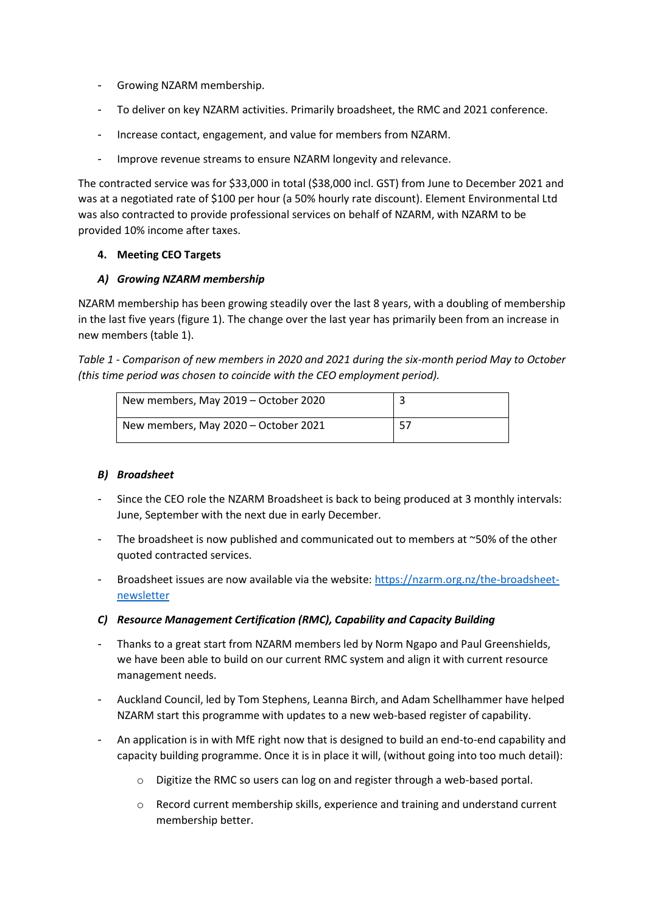- Growing NZARM membership.
- To deliver on key NZARM activities. Primarily broadsheet, the RMC and 2021 conference.
- Increase contact, engagement, and value for members from NZARM.
- Improve revenue streams to ensure NZARM longevity and relevance.

The contracted service was for $33,000 in total ($38,000 incl. GST) from June to December 2021 and was at a negotiated rate of $100 per hour (a 50% hourly rate discount). Element Environmental Ltd was also contracted to provide professional services on behalf of NZARM, with NZARM to be provided 10% income after taxes.

## 4. Meeting CEO Targets

### *A) Growing NZARM membership*

NZARM membership has been growing steadily over the last 8 years, with a doubling of membership in the last five years (figure 1). The change over the last year has primarily been from an increase in new members (table 1).

*Table 1 - Comparison of new members in 2020 and 2021 during the six-month period May to October (this time period was chosen to coincide with the CEO employment period).*

| | |
|---|---|
| New members, May 2019 – October 2020 | 3 |
| New members, May 2020 – October 2021 | 57 |

### *B) Broadsheet*

- Since the CEO role the NZARM Broadsheet is back to being produced at 3 monthly intervals: June, September with the next due in early December.
- The broadsheet is now published and communicated out to members at ~50% of the other quoted contracted services.
- Broadsheet issues are now available via the website: https://nzarm.org.nz/the-broadsheet-newsletter

### *C) Resource Management Certification (RMC), Capability and Capacity Building*

- Thanks to a great start from NZARM members led by Norm Ngapo and Paul Greenshields, we have been able to build on our current RMC system and align it with current resource management needs.
- Auckland Council, led by Tom Stephens, Leanna Birch, and Adam Schellhammer have helped NZARM start this programme with updates to a new web-based register of capability.
- An application is in with MfE right now that is designed to build an end-to-end capability and capacity building programme. Once it is in place it will, (without going into too much detail):
    - Digitize the RMC so users can log on and register through a web-based portal.
    - Record current membership skills, experience and training and understand current membership better.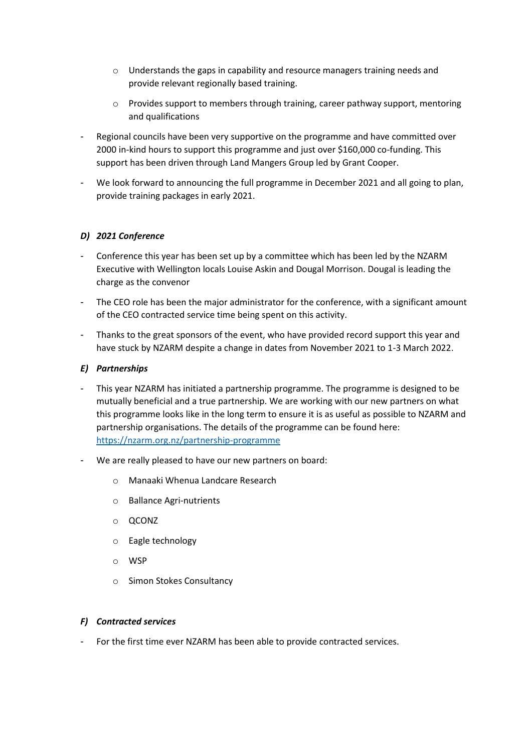- Understands the gaps in capability and resource managers training needs and provide relevant regionally based training.
    - Provides support to members through training, career pathway support, mentoring and qualifications

- Regional councils have been very supportive on the programme and have committed over 2000 in-kind hours to support this programme and just over $160,000 co-funding. This support has been driven through Land Mangers Group led by Grant Cooper.
- We look forward to announcing the full programme in December 2021 and all going to plan, provide training packages in early 2021.

#### *D) 2021 Conference*

- Conference this year has been set up by a committee which has been led by the NZARM Executive with Wellington locals Louise Askin and Dougal Morrison. Dougal is leading the charge as the convenor
- The CEO role has been the major administrator for the conference, with a significant amount of the CEO contracted service time being spent on this activity.
- Thanks to the great sponsors of the event, who have provided record support this year and have stuck by NZARM despite a change in dates from November 2021 to 1-3 March 2022.

#### *E) Partnerships*

- This year NZARM has initiated a partnership programme. The programme is designed to be mutually beneficial and a true partnership. We are working with our new partners on what this programme looks like in the long term to ensure it is as useful as possible to NZARM and partnership organisations. The details of the programme can be found here: https://nzarm.org.nz/partnership-programme
- We are really pleased to have our new partners on board:
    - Manaaki Whenua Landcare Research
    - Ballance Agri-nutrients
    - QCONZ
    - Eagle technology
    - WSP
    - Simon Stokes Consultancy

#### *F) Contracted services*

- For the first time ever NZARM has been able to provide contracted services.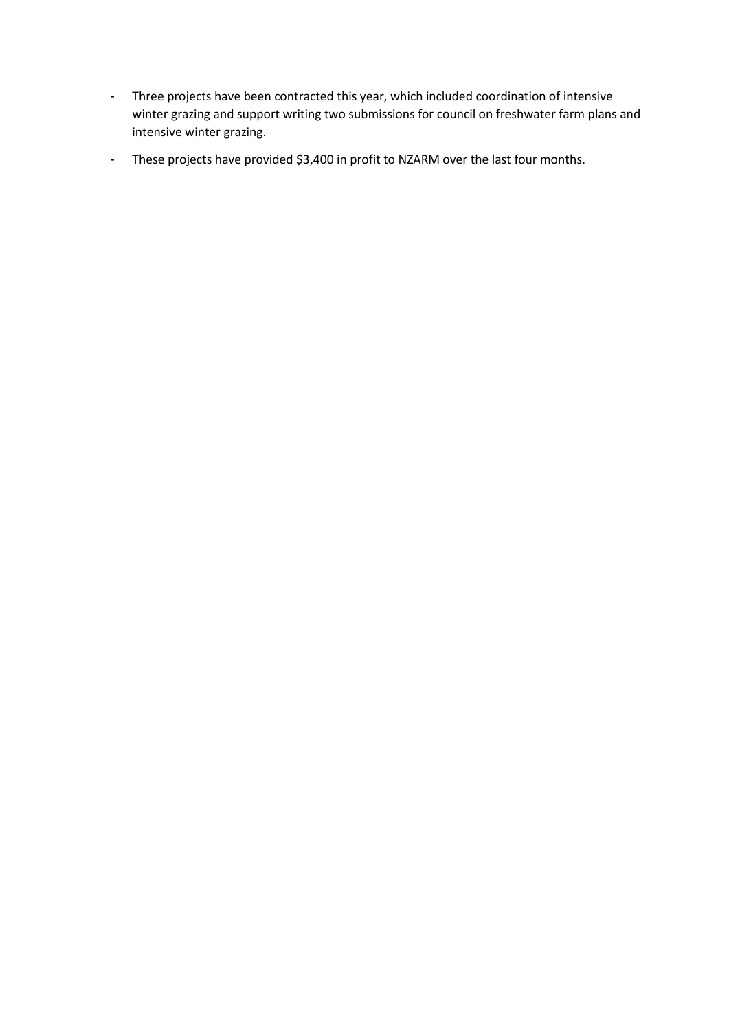- Three projects have been contracted this year, which included coordination of intensive winter grazing and support writing two submissions for council on freshwater farm plans and intensive winter grazing.
- These projects have provided $3,400 in profit to NZARM over the last four months.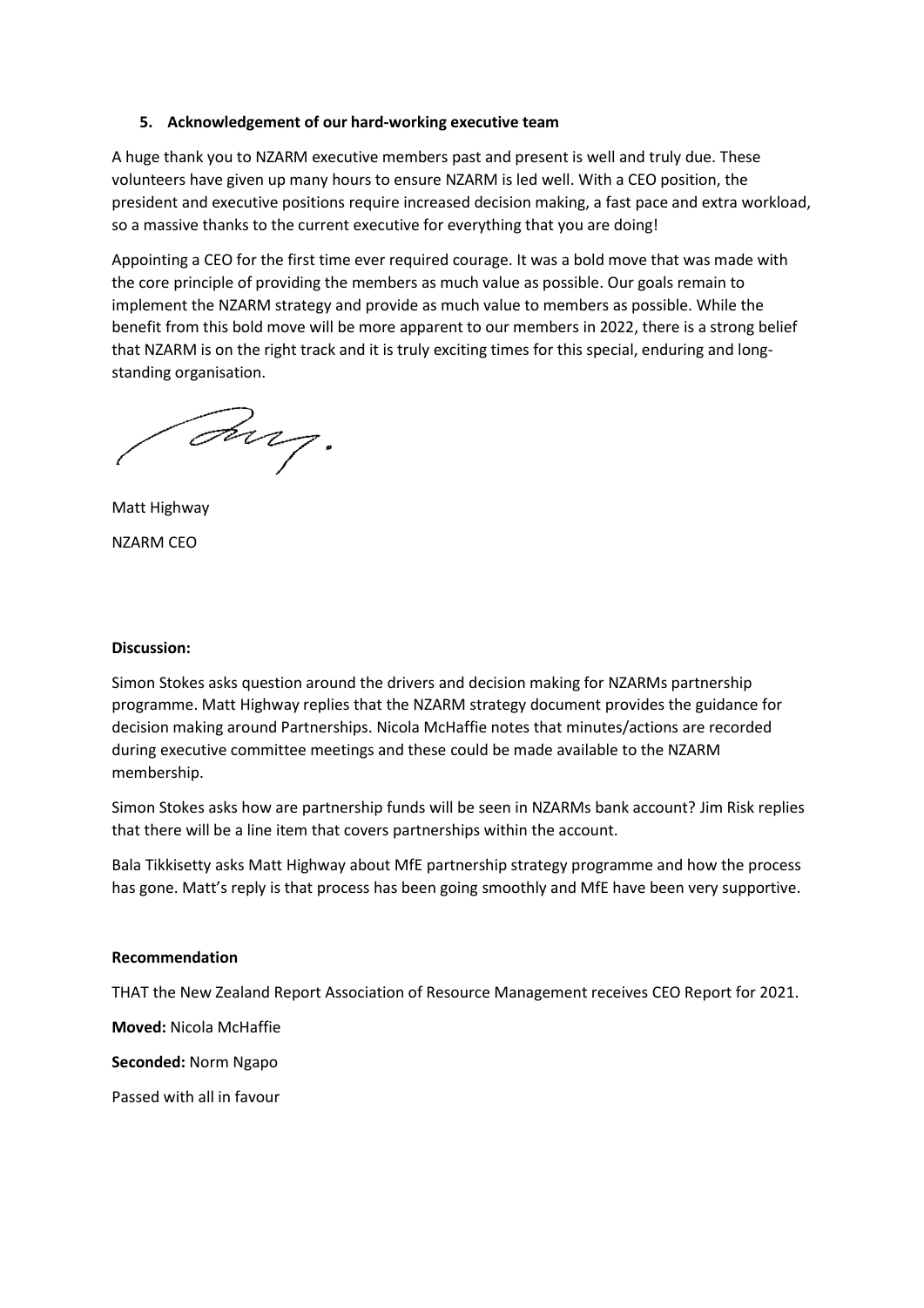### 5. Acknowledgement of our hard-working executive team

A huge thank you to NZARM executive members past and present is well and truly due. These volunteers have given up many hours to ensure NZARM is led well. With a CEO position, the president and executive positions require increased decision making, a fast pace and extra workload, so a massive thanks to the current executive for everything that you are doing!

Appointing a CEO for the first time ever required courage. It was a bold move that was made with the core principle of providing the members as much value as possible. Our goals remain to implement the NZARM strategy and provide as much value to members as possible. While the benefit from this bold move will be more apparent to our members in 2022, there is a strong belief that NZARM is on the right track and it is truly exciting times for this special, enduring and long-standing organisation.

Matt Highway

NZARM CEO

**Discussion:**

Simon Stokes asks question around the drivers and decision making for NZARMs partnership programme. Matt Highway replies that the NZARM strategy document provides the guidance for decision making around Partnerships. Nicola McHaffie notes that minutes/actions are recorded during executive committee meetings and these could be made available to the NZARM membership.

Simon Stokes asks how are partnership funds will be seen in NZARMs bank account? Jim Risk replies that there will be a line item that covers partnerships within the account.

Bala Tikkisetty asks Matt Highway about MfE partnership strategy programme and how the process has gone. Matt's reply is that process has been going smoothly and MfE have been very supportive.

**Recommendation**

THAT the New Zealand Report Association of Resource Management receives CEO Report for 2021.

**Moved:** Nicola McHaffie

**Seconded:** Norm Ngapo

Passed with all in favour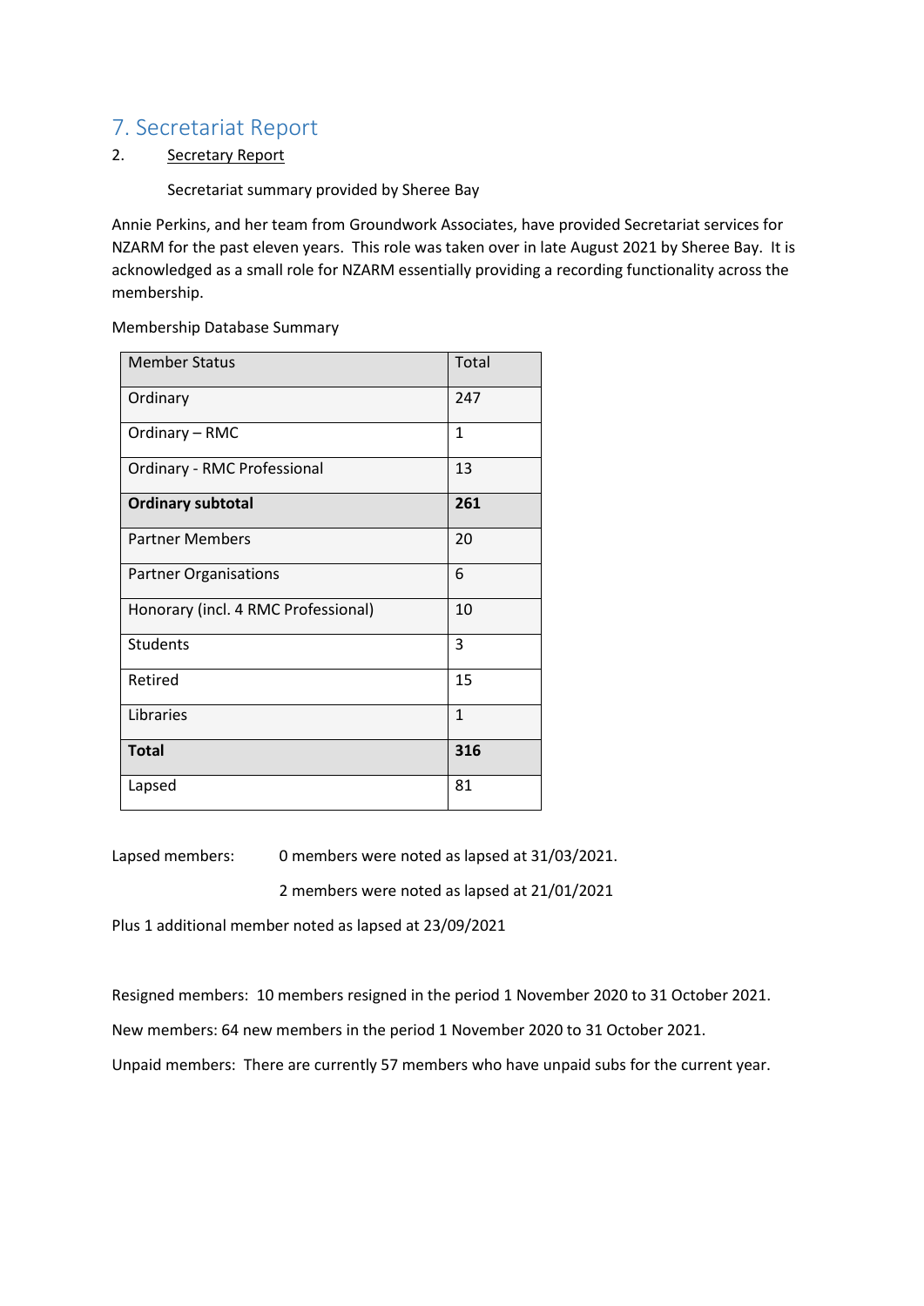# 7. Secretariat Report

2. <u>Secretary Report</u>

Secretariat summary provided by Sheree Bay

Annie Perkins, and her team from Groundwork Associates, have provided Secretariat services for NZARM for the past eleven years. This role was taken over in late August 2021 by Sheree Bay. It is acknowledged as a small role for NZARM essentially providing a recording functionality across the membership.

Membership Database Summary

| Member Status | Total |
|---|---|
| Ordinary | 247 |
| Ordinary – RMC | 1 |
| Ordinary - RMC Professional | 13 |
| **Ordinary subtotal** | **261** |
| Partner Members | 20 |
| Partner Organisations | 6 |
| Honorary (incl. 4 RMC Professional) | 10 |
| Students | 3 |
| Retired | 15 |
| Libraries | 1 |
| **Total** | **316** |
| Lapsed | 81 |

Lapsed members: 0 members were noted as lapsed at 31/03/2021.

2 members were noted as lapsed at 21/01/2021

Plus 1 additional member noted as lapsed at 23/09/2021

Resigned members: 10 members resigned in the period 1 November 2020 to 31 October 2021.

New members: 64 new members in the period 1 November 2020 to 31 October 2021.

Unpaid members: There are currently 57 members who have unpaid subs for the current year.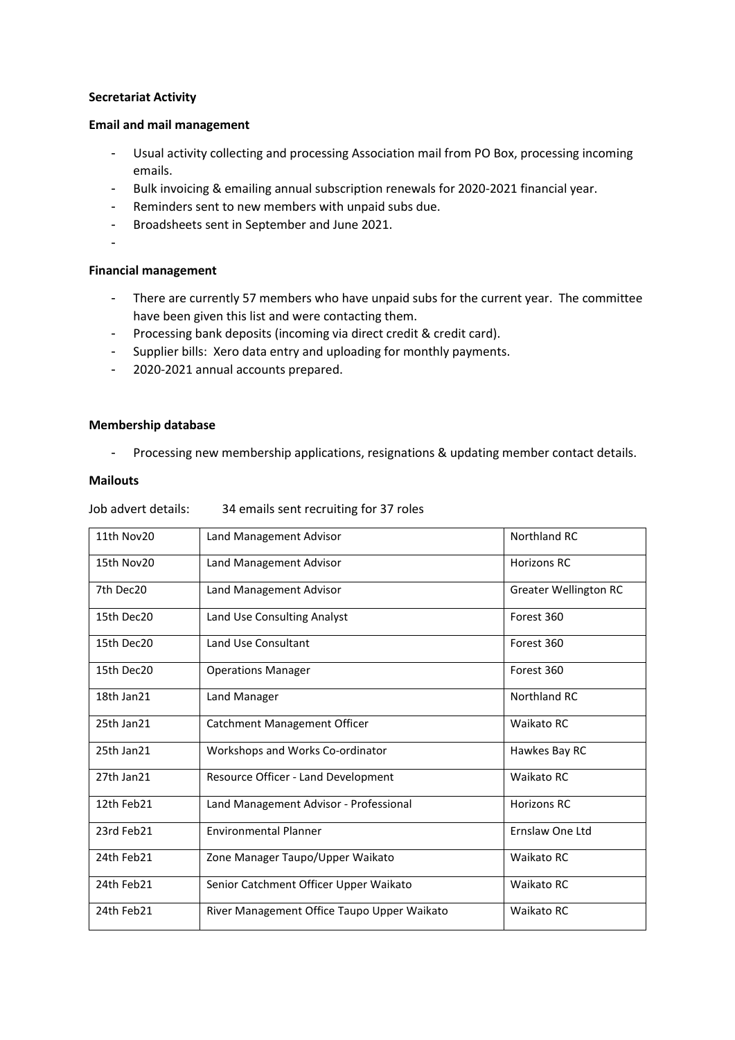**Secretariat Activity**

**Email and mail management**

- Usual activity collecting and processing Association mail from PO Box, processing incoming emails.
- Bulk invoicing & emailing annual subscription renewals for 2020-2021 financial year.
- Reminders sent to new members with unpaid subs due.
- Broadsheets sent in September and June 2021.
-

**Financial management**

- There are currently 57 members who have unpaid subs for the current year. The committee have been given this list and were contacting them.
- Processing bank deposits (incoming via direct credit & credit card).
- Supplier bills: Xero data entry and uploading for monthly payments.
- 2020-2021 annual accounts prepared.

**Membership database**

- Processing new membership applications, resignations & updating member contact details.

**Mailouts**

Job advert details: 34 emails sent recruiting for 37 roles

| | | |
|---|---|---|
| 11th Nov20 | Land Management Advisor | Northland RC |
| 15th Nov20 | Land Management Advisor | Horizons RC |
| 7th Dec20 | Land Management Advisor | Greater Wellington RC |
| 15th Dec20 | Land Use Consulting Analyst | Forest 360 |
| 15th Dec20 | Land Use Consultant | Forest 360 |
| 15th Dec20 | Operations Manager | Forest 360 |
| 18th Jan21 | Land Manager | Northland RC |
| 25th Jan21 | Catchment Management Officer | Waikato RC |
| 25th Jan21 | Workshops and Works Co-ordinator | Hawkes Bay RC |
| 27th Jan21 | Resource Officer - Land Development | Waikato RC |
| 12th Feb21 | Land Management Advisor - Professional | Horizons RC |
| 23rd Feb21 | Environmental Planner | Ernslaw One Ltd |
| 24th Feb21 | Zone Manager Taupo/Upper Waikato | Waikato RC |
| 24th Feb21 | Senior Catchment Officer Upper Waikato | Waikato RC |
| 24th Feb21 | River Management Office Taupo Upper Waikato | Waikato RC |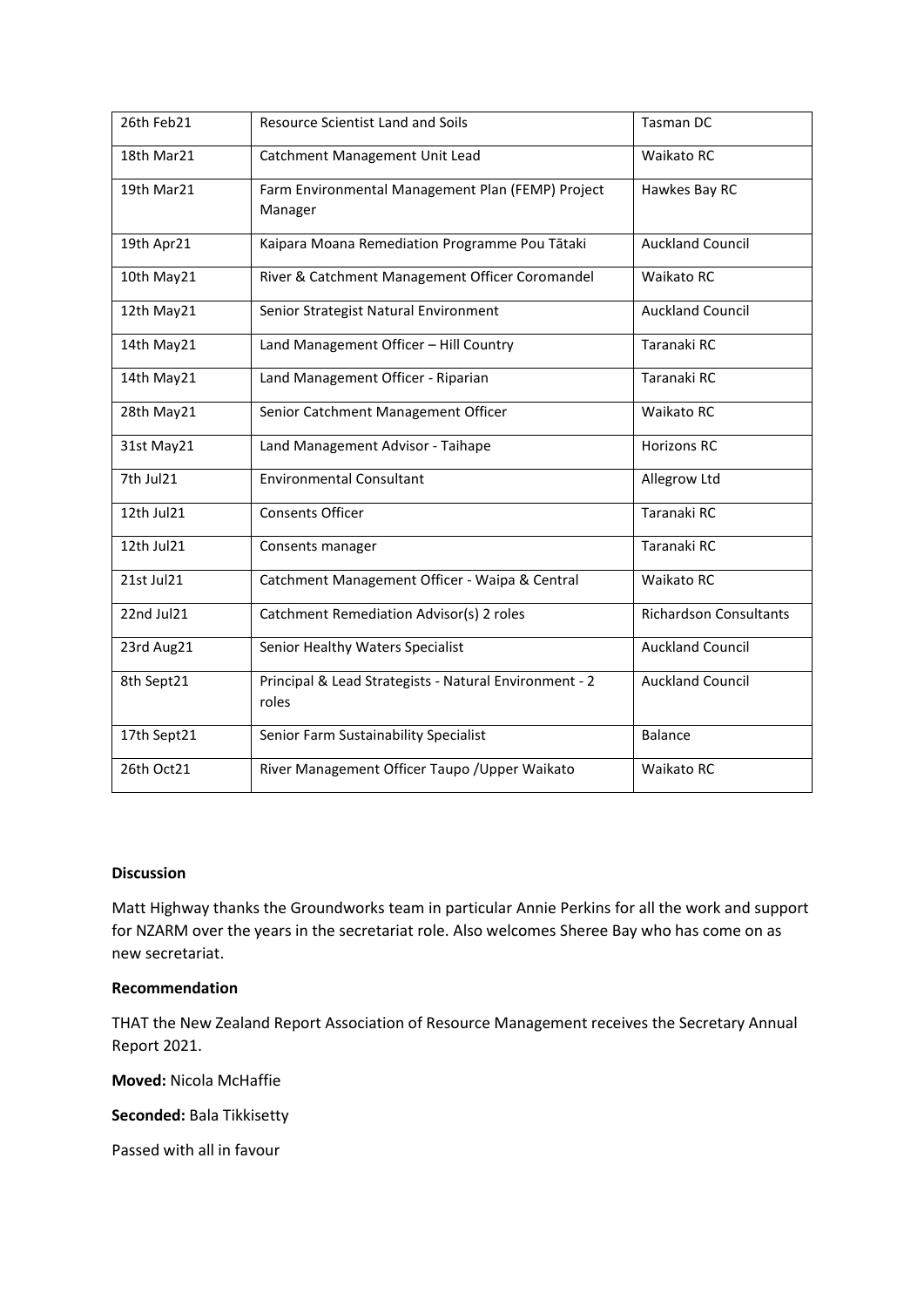| 26th Feb21 | Resource Scientist Land and Soils | Tasman DC |
|---|---|---|
| 18th Mar21 | Catchment Management Unit Lead | Waikato RC |
| 19th Mar21 | Farm Environmental Management Plan (FEMP) Project Manager | Hawkes Bay RC |
| 19th Apr21 | Kaipara Moana Remediation Programme Pou Tātaki | Auckland Council |
| 10th May21 | River & Catchment Management Officer Coromandel | Waikato RC |
| 12th May21 | Senior Strategist Natural Environment | Auckland Council |
| 14th May21 | Land Management Officer – Hill Country | Taranaki RC |
| 14th May21 | Land Management Officer - Riparian | Taranaki RC |
| 28th May21 | Senior Catchment Management Officer | Waikato RC |
| 31st May21 | Land Management Advisor - Taihape | Horizons RC |
| 7th Jul21 | Environmental Consultant | Allegrow Ltd |
| 12th Jul21 | Consents Officer | Taranaki RC |
| 12th Jul21 | Consents manager | Taranaki RC |
| 21st Jul21 | Catchment Management Officer - Waipa & Central | Waikato RC |
| 22nd Jul21 | Catchment Remediation Advisor(s) 2 roles | Richardson Consultants |
| 23rd Aug21 | Senior Healthy Waters Specialist | Auckland Council |
| 8th Sept21 | Principal & Lead Strategists - Natural Environment - 2 roles | Auckland Council |
| 17th Sept21 | Senior Farm Sustainability Specialist | Balance |
| 26th Oct21 | River Management Officer Taupo /Upper Waikato | Waikato RC |

**Discussion**

Matt Highway thanks the Groundworks team in particular Annie Perkins for all the work and support for NZARM over the years in the secretariat role. Also welcomes Sheree Bay who has come on as new secretariat.

**Recommendation**

THAT the New Zealand Report Association of Resource Management receives the Secretary Annual Report 2021.

**Moved:** Nicola McHaffie

**Seconded:** Bala Tikkisetty

Passed with all in favour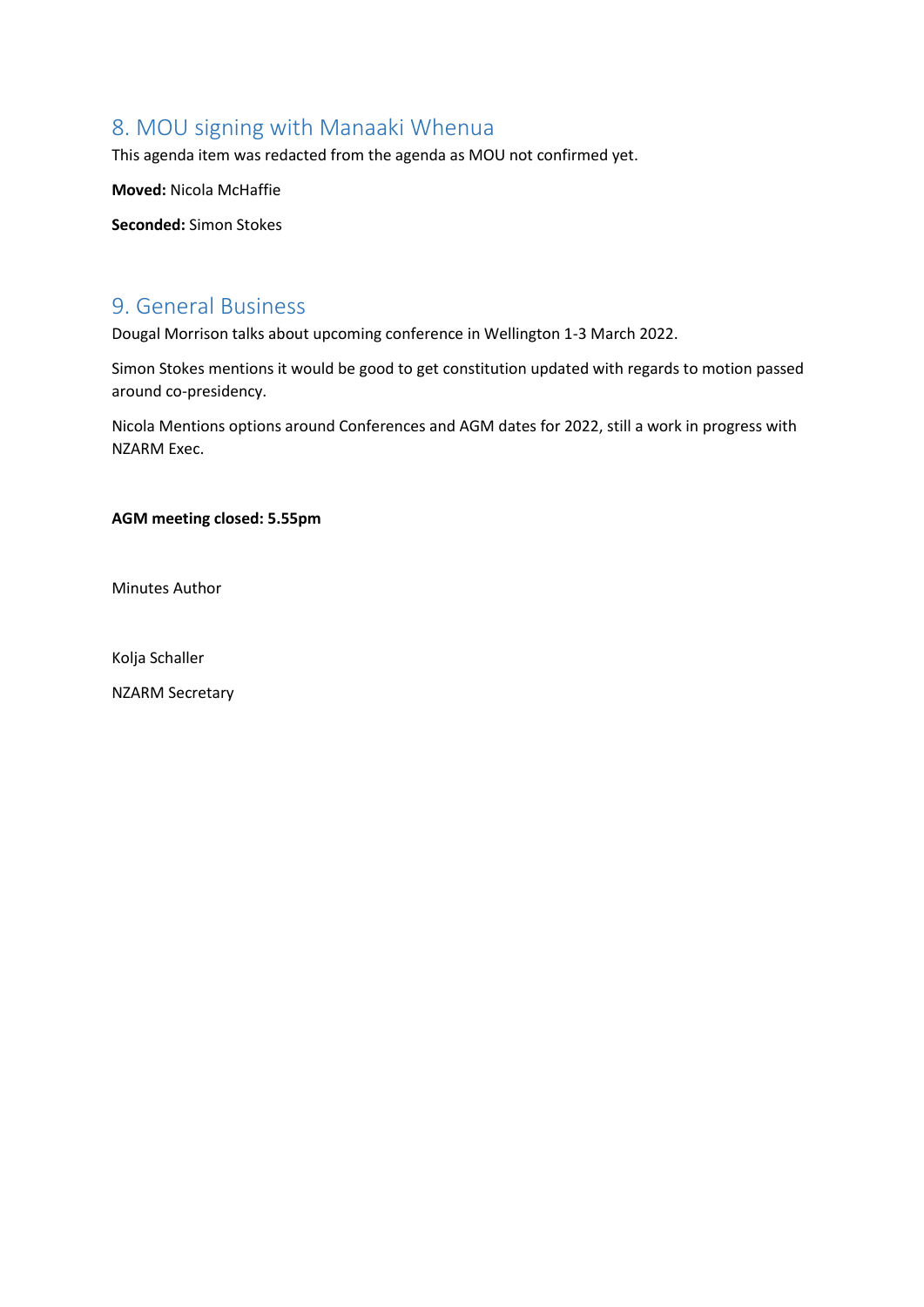## 8. MOU signing with Manaaki Whenua

This agenda item was redacted from the agenda as MOU not confirmed yet.

**Moved:** Nicola McHaffie

**Seconded:** Simon Stokes

## 9. General Business

Dougal Morrison talks about upcoming conference in Wellington 1-3 March 2022.

Simon Stokes mentions it would be good to get constitution updated with regards to motion passed around co-presidency.

Nicola Mentions options around Conferences and AGM dates for 2022, still a work in progress with NZARM Exec.

**AGM meeting closed: 5.55pm**

Minutes Author

Kolja Schaller

NZARM Secretary